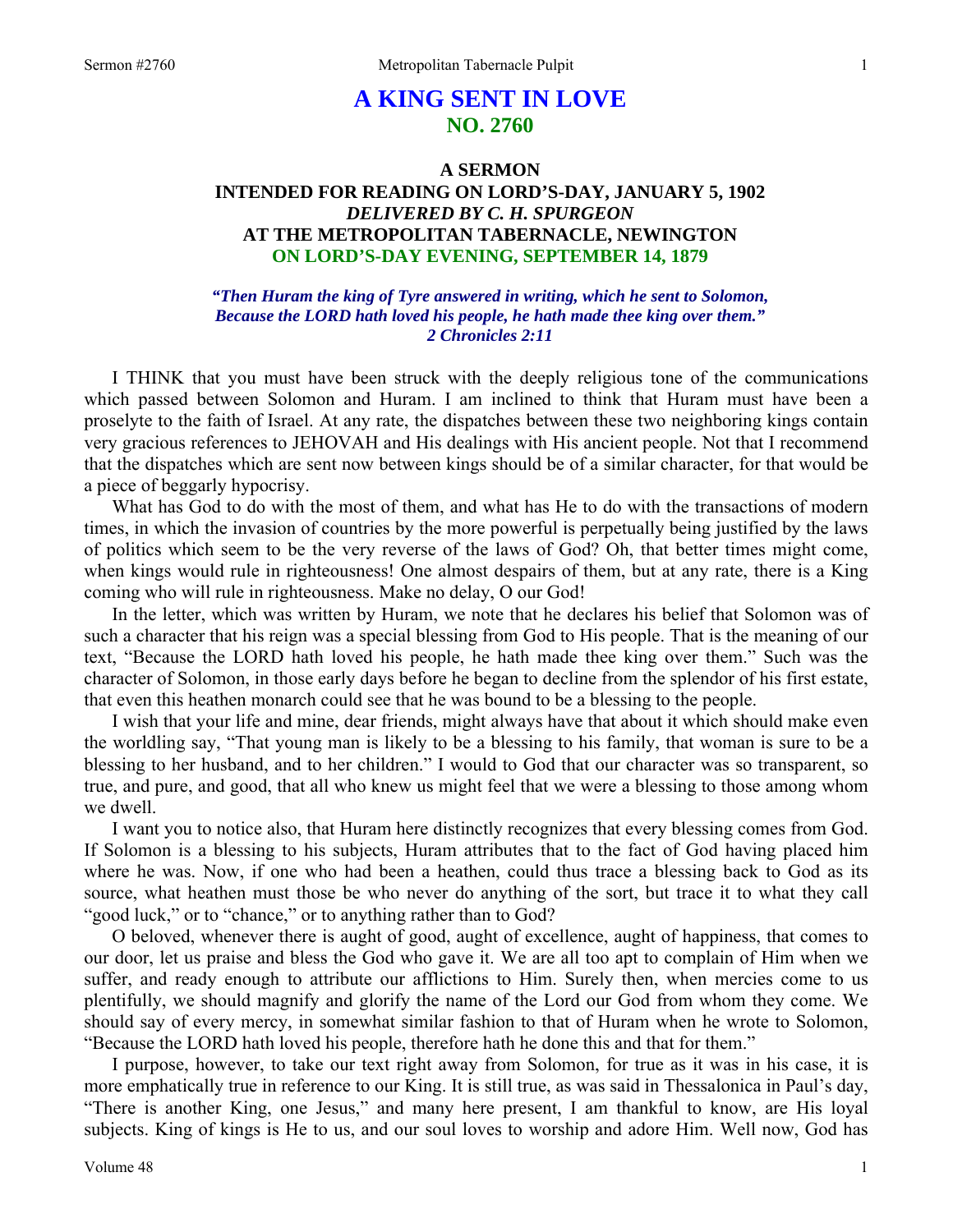# A KING SENT IN LOVE
## NO. 2760

### A SERMON
### INTENDED FOR READING ON LORD'S-DAY, JANUARY 5, 1902
### *DELIVERED BY C. H. SPURGEON*
### AT THE METROPOLITAN TABERNACLE, NEWINGTON
### ON LORD'S-DAY EVENING, SEPTEMBER 14, 1879

***"Then Huram the king of Tyre answered in writing, which he sent to Solomon, Because the LORD hath loved his people, he hath made thee king over them." 2 Chronicles 2:11***

I THINK that you must have been struck with the deeply religious tone of the communications which passed between Solomon and Huram. I am inclined to think that Huram must have been a proselyte to the faith of Israel. At any rate, the dispatches between these two neighboring kings contain very gracious references to JEHOVAH and His dealings with His ancient people. Not that I recommend that the dispatches which are sent now between kings should be of a similar character, for that would be a piece of beggarly hypocrisy.

What has God to do with the most of them, and what has He to do with the transactions of modern times, in which the invasion of countries by the more powerful is perpetually being justified by the laws of politics which seem to be the very reverse of the laws of God? Oh, that better times might come, when kings would rule in righteousness! One almost despairs of them, but at any rate, there is a King coming who will rule in righteousness. Make no delay, O our God!

In the letter, which was written by Huram, we note that he declares his belief that Solomon was of such a character that his reign was a special blessing from God to His people. That is the meaning of our text, "Because the LORD hath loved his people, he hath made thee king over them." Such was the character of Solomon, in those early days before he began to decline from the splendor of his first estate, that even this heathen monarch could see that he was bound to be a blessing to the people.

I wish that your life and mine, dear friends, might always have that about it which should make even the worldling say, "That young man is likely to be a blessing to his family, that woman is sure to be a blessing to her husband, and to her children." I would to God that our character was so transparent, so true, and pure, and good, that all who knew us might feel that we were a blessing to those among whom we dwell.

I want you to notice also, that Huram here distinctly recognizes that every blessing comes from God. If Solomon is a blessing to his subjects, Huram attributes that to the fact of God having placed him where he was. Now, if one who had been a heathen, could thus trace a blessing back to God as its source, what heathen must those be who never do anything of the sort, but trace it to what they call "good luck," or to "chance," or to anything rather than to God?

O beloved, whenever there is aught of good, aught of excellence, aught of happiness, that comes to our door, let us praise and bless the God who gave it. We are all too apt to complain of Him when we suffer, and ready enough to attribute our afflictions to Him. Surely then, when mercies come to us plentifully, we should magnify and glorify the name of the Lord our God from whom they come. We should say of every mercy, in somewhat similar fashion to that of Huram when he wrote to Solomon, "Because the LORD hath loved his people, therefore hath he done this and that for them."

I purpose, however, to take our text right away from Solomon, for true as it was in his case, it is more emphatically true in reference to our King. It is still true, as was said in Thessalonica in Paul's day, "There is another King, one Jesus," and many here present, I am thankful to know, are His loyal subjects. King of kings is He to us, and our soul loves to worship and adore Him. Well now, God has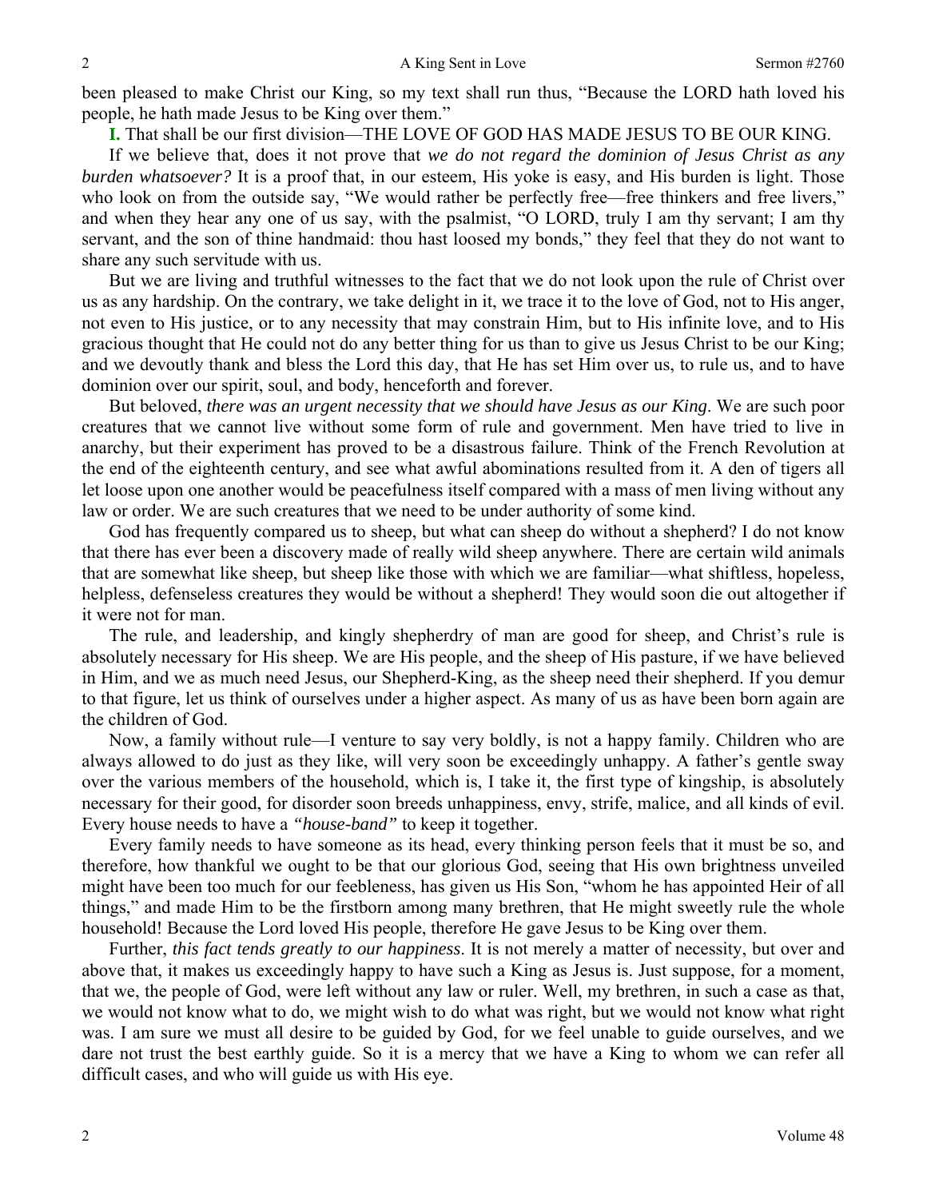been pleased to make Christ our King, so my text shall run thus, "Because the LORD hath loved his people, he hath made Jesus to be King over them."

**I.** That shall be our first division—THE LOVE OF GOD HAS MADE JESUS TO BE OUR KING.

If we believe that, does it not prove that *we do not regard the dominion of Jesus Christ as any burden whatsoever?* It is a proof that, in our esteem, His yoke is easy, and His burden is light. Those who look on from the outside say, "We would rather be perfectly free—free thinkers and free livers," and when they hear any one of us say, with the psalmist, "O LORD, truly I am thy servant; I am thy servant, and the son of thine handmaid: thou hast loosed my bonds," they feel that they do not want to share any such servitude with us.

But we are living and truthful witnesses to the fact that we do not look upon the rule of Christ over us as any hardship. On the contrary, we take delight in it, we trace it to the love of God, not to His anger, not even to His justice, or to any necessity that may constrain Him, but to His infinite love, and to His gracious thought that He could not do any better thing for us than to give us Jesus Christ to be our King; and we devoutly thank and bless the Lord this day, that He has set Him over us, to rule us, and to have dominion over our spirit, soul, and body, henceforth and forever.

But beloved, *there was an urgent necessity that we should have Jesus as our King*. We are such poor creatures that we cannot live without some form of rule and government. Men have tried to live in anarchy, but their experiment has proved to be a disastrous failure. Think of the French Revolution at the end of the eighteenth century, and see what awful abominations resulted from it. A den of tigers all let loose upon one another would be peacefulness itself compared with a mass of men living without any law or order. We are such creatures that we need to be under authority of some kind.

God has frequently compared us to sheep, but what can sheep do without a shepherd? I do not know that there has ever been a discovery made of really wild sheep anywhere. There are certain wild animals that are somewhat like sheep, but sheep like those with which we are familiar—what shiftless, hopeless, helpless, defenseless creatures they would be without a shepherd! They would soon die out altogether if it were not for man.

The rule, and leadership, and kingly shepherdry of man are good for sheep, and Christ's rule is absolutely necessary for His sheep. We are His people, and the sheep of His pasture, if we have believed in Him, and we as much need Jesus, our Shepherd-King, as the sheep need their shepherd. If you demur to that figure, let us think of ourselves under a higher aspect. As many of us as have been born again are the children of God.

Now, a family without rule—I venture to say very boldly, is not a happy family. Children who are always allowed to do just as they like, will very soon be exceedingly unhappy. A father's gentle sway over the various members of the household, which is, I take it, the first type of kingship, is absolutely necessary for their good, for disorder soon breeds unhappiness, envy, strife, malice, and all kinds of evil. Every house needs to have a *"house-band"* to keep it together.

Every family needs to have someone as its head, every thinking person feels that it must be so, and therefore, how thankful we ought to be that our glorious God, seeing that His own brightness unveiled might have been too much for our feebleness, has given us His Son, "whom he has appointed Heir of all things," and made Him to be the firstborn among many brethren, that He might sweetly rule the whole household! Because the Lord loved His people, therefore He gave Jesus to be King over them.

Further, *this fact tends greatly to our happiness*. It is not merely a matter of necessity, but over and above that, it makes us exceedingly happy to have such a King as Jesus is. Just suppose, for a moment, that we, the people of God, were left without any law or ruler. Well, my brethren, in such a case as that, we would not know what to do, we might wish to do what was right, but we would not know what right was. I am sure we must all desire to be guided by God, for we feel unable to guide ourselves, and we dare not trust the best earthly guide. So it is a mercy that we have a King to whom we can refer all difficult cases, and who will guide us with His eye.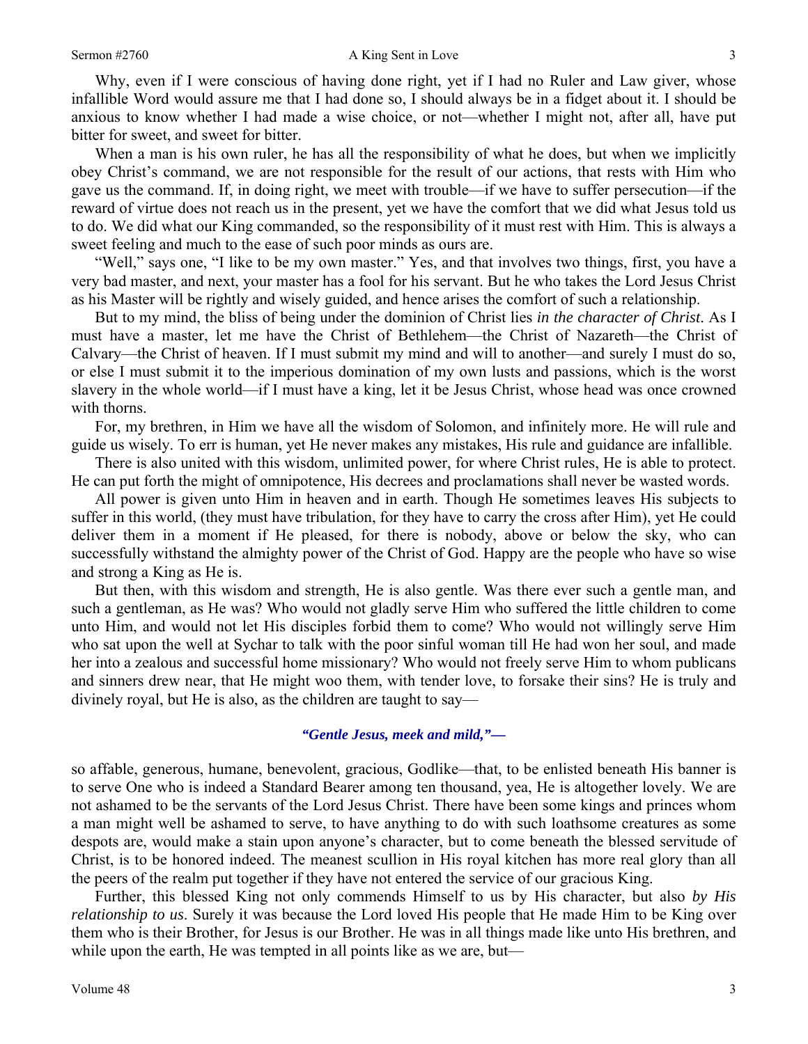Why, even if I were conscious of having done right, yet if I had no Ruler and Law giver, whose infallible Word would assure me that I had done so, I should always be in a fidget about it. I should be anxious to know whether I had made a wise choice, or not—whether I might not, after all, have put bitter for sweet, and sweet for bitter.

When a man is his own ruler, he has all the responsibility of what he does, but when we implicitly obey Christ's command, we are not responsible for the result of our actions, that rests with Him who gave us the command. If, in doing right, we meet with trouble—if we have to suffer persecution—if the reward of virtue does not reach us in the present, yet we have the comfort that we did what Jesus told us to do. We did what our King commanded, so the responsibility of it must rest with Him. This is always a sweet feeling and much to the ease of such poor minds as ours are.

"Well," says one, "I like to be my own master." Yes, and that involves two things, first, you have a very bad master, and next, your master has a fool for his servant. But he who takes the Lord Jesus Christ as his Master will be rightly and wisely guided, and hence arises the comfort of such a relationship.

But to my mind, the bliss of being under the dominion of Christ lies *in the character of Christ*. As I must have a master, let me have the Christ of Bethlehem—the Christ of Nazareth—the Christ of Calvary—the Christ of heaven. If I must submit my mind and will to another—and surely I must do so, or else I must submit it to the imperious domination of my own lusts and passions, which is the worst slavery in the whole world—if I must have a king, let it be Jesus Christ, whose head was once crowned with thorns.

For, my brethren, in Him we have all the wisdom of Solomon, and infinitely more. He will rule and guide us wisely. To err is human, yet He never makes any mistakes, His rule and guidance are infallible.

There is also united with this wisdom, unlimited power, for where Christ rules, He is able to protect. He can put forth the might of omnipotence, His decrees and proclamations shall never be wasted words.

All power is given unto Him in heaven and in earth. Though He sometimes leaves His subjects to suffer in this world, (they must have tribulation, for they have to carry the cross after Him), yet He could deliver them in a moment if He pleased, for there is nobody, above or below the sky, who can successfully withstand the almighty power of the Christ of God. Happy are the people who have so wise and strong a King as He is.

But then, with this wisdom and strength, He is also gentle. Was there ever such a gentle man, and such a gentleman, as He was? Who would not gladly serve Him who suffered the little children to come unto Him, and would not let His disciples forbid them to come? Who would not willingly serve Him who sat upon the well at Sychar to talk with the poor sinful woman till He had won her soul, and made her into a zealous and successful home missionary? Who would not freely serve Him to whom publicans and sinners drew near, that He might woo them, with tender love, to forsake their sins? He is truly and divinely royal, but He is also, as the children are taught to say—

***"Gentle Jesus, meek and mild,"—***

so affable, generous, humane, benevolent, gracious, Godlike—that, to be enlisted beneath His banner is to serve One who is indeed a Standard Bearer among ten thousand, yea, He is altogether lovely. We are not ashamed to be the servants of the Lord Jesus Christ. There have been some kings and princes whom a man might well be ashamed to serve, to have anything to do with such loathsome creatures as some despots are, would make a stain upon anyone's character, but to come beneath the blessed servitude of Christ, is to be honored indeed. The meanest scullion in His royal kitchen has more real glory than all the peers of the realm put together if they have not entered the service of our gracious King.

Further, this blessed King not only commends Himself to us by His character, but also *by His relationship to us*. Surely it was because the Lord loved His people that He made Him to be King over them who is their Brother, for Jesus is our Brother. He was in all things made like unto His brethren, and while upon the earth, He was tempted in all points like as we are, but—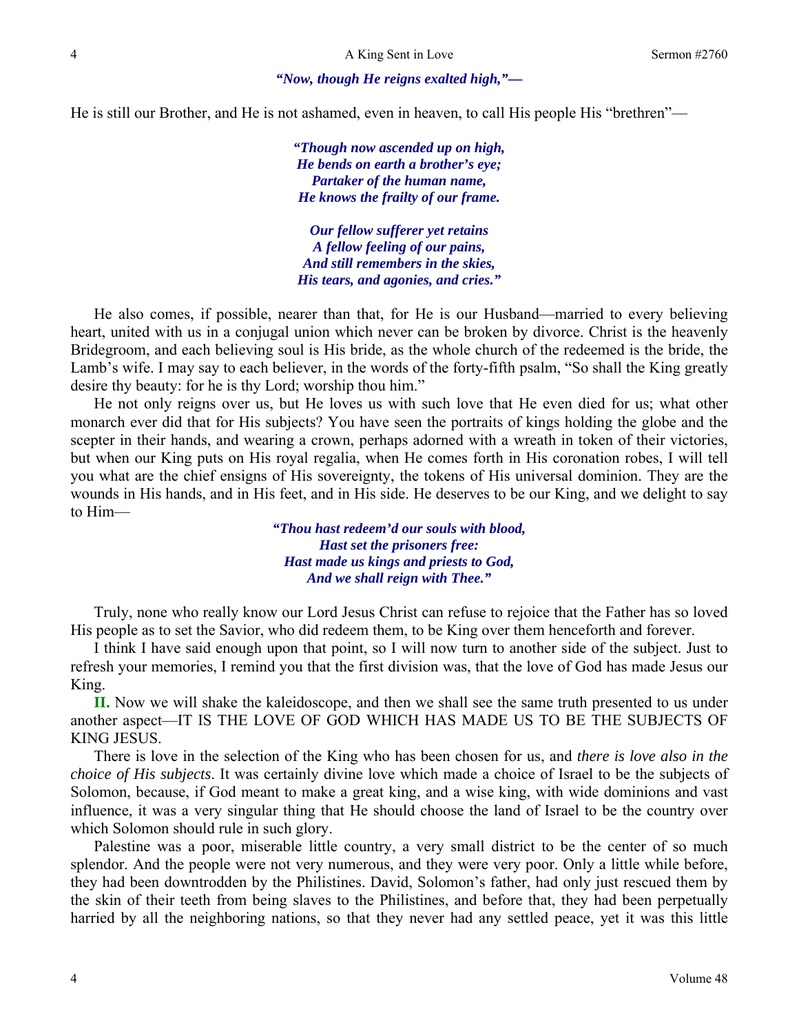*"Now, though He reigns exalted high,"—*

He is still our Brother, and He is not ashamed, even in heaven, to call His people His "brethren"—

*"Though now ascended up on high,*
*He bends on earth a brother's eye;*
*Partaker of the human name,*
*He knows the frailty of our frame.*

*Our fellow sufferer yet retains*
*A fellow feeling of our pains,*
*And still remembers in the skies,*
*His tears, and agonies, and cries."*

He also comes, if possible, nearer than that, for He is our Husband—married to every believing heart, united with us in a conjugal union which never can be broken by divorce. Christ is the heavenly Bridegroom, and each believing soul is His bride, as the whole church of the redeemed is the bride, the Lamb's wife. I may say to each believer, in the words of the forty-fifth psalm, "So shall the King greatly desire thy beauty: for he is thy Lord; worship thou him."

He not only reigns over us, but He loves us with such love that He even died for us; what other monarch ever did that for His subjects? You have seen the portraits of kings holding the globe and the scepter in their hands, and wearing a crown, perhaps adorned with a wreath in token of their victories, but when our King puts on His royal regalia, when He comes forth in His coronation robes, I will tell you what are the chief ensigns of His sovereignty, the tokens of His universal dominion. They are the wounds in His hands, and in His feet, and in His side. He deserves to be our King, and we delight to say to Him—

*"Thou hast redeem'd our souls with blood,*
*Hast set the prisoners free:*
*Hast made us kings and priests to God,*
*And we shall reign with Thee."*

Truly, none who really know our Lord Jesus Christ can refuse to rejoice that the Father has so loved His people as to set the Savior, who did redeem them, to be King over them henceforth and forever.

I think I have said enough upon that point, so I will now turn to another side of the subject. Just to refresh your memories, I remind you that the first division was, that the love of God has made Jesus our King.

**II.** Now we will shake the kaleidoscope, and then we shall see the same truth presented to us under another aspect—IT IS THE LOVE OF GOD WHICH HAS MADE US TO BE THE SUBJECTS OF KING JESUS.

There is love in the selection of the King who has been chosen for us, and *there is love also in the choice of His subjects*. It was certainly divine love which made a choice of Israel to be the subjects of Solomon, because, if God meant to make a great king, and a wise king, with wide dominions and vast influence, it was a very singular thing that He should choose the land of Israel to be the country over which Solomon should rule in such glory.

Palestine was a poor, miserable little country, a very small district to be the center of so much splendor. And the people were not very numerous, and they were very poor. Only a little while before, they had been downtrodden by the Philistines. David, Solomon's father, had only just rescued them by the skin of their teeth from being slaves to the Philistines, and before that, they had been perpetually harried by all the neighboring nations, so that they never had any settled peace, yet it was this little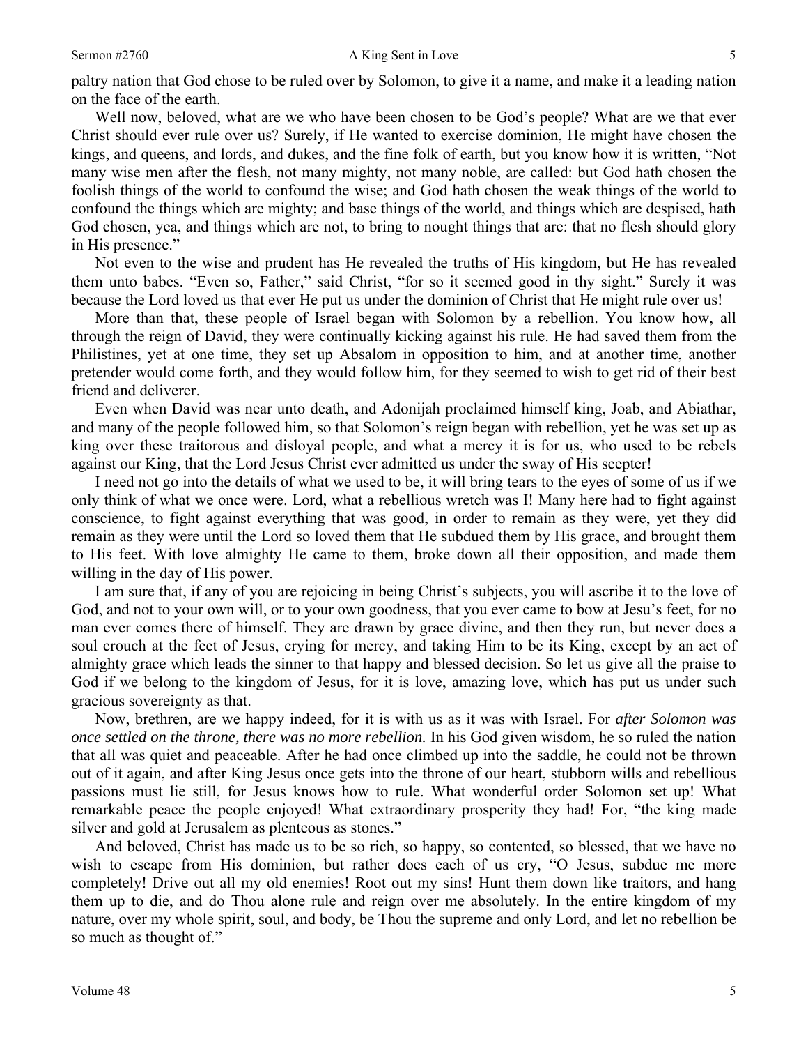paltry nation that God chose to be ruled over by Solomon, to give it a name, and make it a leading nation on the face of the earth.

Well now, beloved, what are we who have been chosen to be God's people? What are we that ever Christ should ever rule over us? Surely, if He wanted to exercise dominion, He might have chosen the kings, and queens, and lords, and dukes, and the fine folk of earth, but you know how it is written, "Not many wise men after the flesh, not many mighty, not many noble, are called: but God hath chosen the foolish things of the world to confound the wise; and God hath chosen the weak things of the world to confound the things which are mighty; and base things of the world, and things which are despised, hath God chosen, yea, and things which are not, to bring to nought things that are: that no flesh should glory in His presence."

Not even to the wise and prudent has He revealed the truths of His kingdom, but He has revealed them unto babes. "Even so, Father," said Christ, "for so it seemed good in thy sight." Surely it was because the Lord loved us that ever He put us under the dominion of Christ that He might rule over us!

More than that, these people of Israel began with Solomon by a rebellion. You know how, all through the reign of David, they were continually kicking against his rule. He had saved them from the Philistines, yet at one time, they set up Absalom in opposition to him, and at another time, another pretender would come forth, and they would follow him, for they seemed to wish to get rid of their best friend and deliverer.

Even when David was near unto death, and Adonijah proclaimed himself king, Joab, and Abiathar, and many of the people followed him, so that Solomon's reign began with rebellion, yet he was set up as king over these traitorous and disloyal people, and what a mercy it is for us, who used to be rebels against our King, that the Lord Jesus Christ ever admitted us under the sway of His scepter!

I need not go into the details of what we used to be, it will bring tears to the eyes of some of us if we only think of what we once were. Lord, what a rebellious wretch was I! Many here had to fight against conscience, to fight against everything that was good, in order to remain as they were, yet they did remain as they were until the Lord so loved them that He subdued them by His grace, and brought them to His feet. With love almighty He came to them, broke down all their opposition, and made them willing in the day of His power.

I am sure that, if any of you are rejoicing in being Christ's subjects, you will ascribe it to the love of God, and not to your own will, or to your own goodness, that you ever came to bow at Jesu's feet, for no man ever comes there of himself. They are drawn by grace divine, and then they run, but never does a soul crouch at the feet of Jesus, crying for mercy, and taking Him to be its King, except by an act of almighty grace which leads the sinner to that happy and blessed decision. So let us give all the praise to God if we belong to the kingdom of Jesus, for it is love, amazing love, which has put us under such gracious sovereignty as that.

Now, brethren, are we happy indeed, for it is with us as it was with Israel. For *after Solomon was once settled on the throne, there was no more rebellion.* In his God given wisdom, he so ruled the nation that all was quiet and peaceable. After he had once climbed up into the saddle, he could not be thrown out of it again, and after King Jesus once gets into the throne of our heart, stubborn wills and rebellious passions must lie still, for Jesus knows how to rule. What wonderful order Solomon set up! What remarkable peace the people enjoyed! What extraordinary prosperity they had! For, "the king made silver and gold at Jerusalem as plenteous as stones."

And beloved, Christ has made us to be so rich, so happy, so contented, so blessed, that we have no wish to escape from His dominion, but rather does each of us cry, "O Jesus, subdue me more completely! Drive out all my old enemies! Root out my sins! Hunt them down like traitors, and hang them up to die, and do Thou alone rule and reign over me absolutely. In the entire kingdom of my nature, over my whole spirit, soul, and body, be Thou the supreme and only Lord, and let no rebellion be so much as thought of."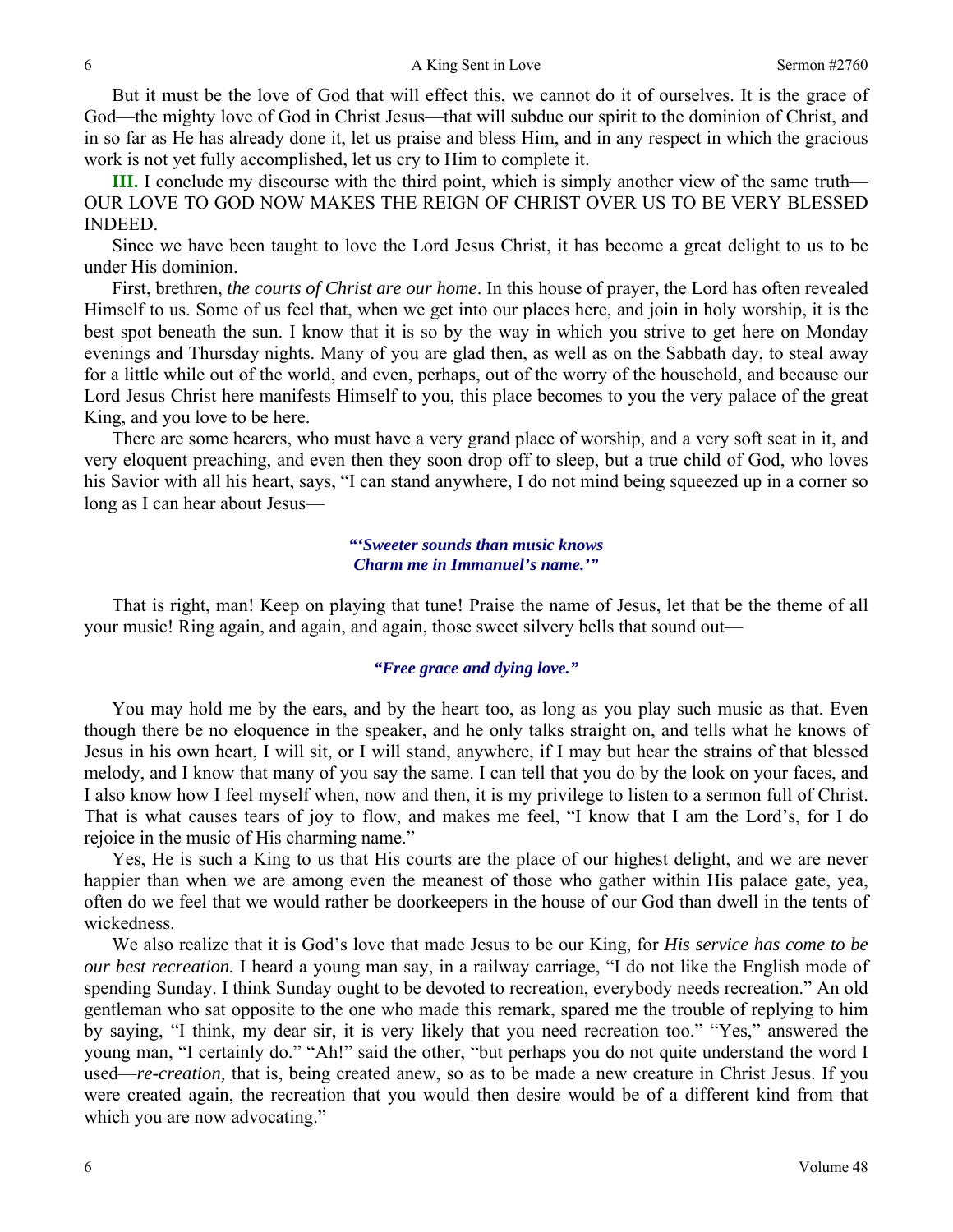But it must be the love of God that will effect this, we cannot do it of ourselves. It is the grace of God—the mighty love of God in Christ Jesus—that will subdue our spirit to the dominion of Christ, and in so far as He has already done it, let us praise and bless Him, and in any respect in which the gracious work is not yet fully accomplished, let us cry to Him to complete it.

**III.** I conclude my discourse with the third point, which is simply another view of the same truth—OUR LOVE TO GOD NOW MAKES THE REIGN OF CHRIST OVER US TO BE VERY BLESSED INDEED.

Since we have been taught to love the Lord Jesus Christ, it has become a great delight to us to be under His dominion.

First, brethren, *the courts of Christ are our home*. In this house of prayer, the Lord has often revealed Himself to us. Some of us feel that, when we get into our places here, and join in holy worship, it is the best spot beneath the sun. I know that it is so by the way in which you strive to get here on Monday evenings and Thursday nights. Many of you are glad then, as well as on the Sabbath day, to steal away for a little while out of the world, and even, perhaps, out of the worry of the household, and because our Lord Jesus Christ here manifests Himself to you, this place becomes to you the very palace of the great King, and you love to be here.

There are some hearers, who must have a very grand place of worship, and a very soft seat in it, and very eloquent preaching, and even then they soon drop off to sleep, but a true child of God, who loves his Savior with all his heart, says, "I can stand anywhere, I do not mind being squeezed up in a corner so long as I can hear about Jesus—

> ***"'Sweeter sounds than music knows***
> ***Charm me in Immanuel's name.'"***

That is right, man! Keep on playing that tune! Praise the name of Jesus, let that be the theme of all your music! Ring again, and again, and again, those sweet silvery bells that sound out—

> ***"Free grace and dying love."***

You may hold me by the ears, and by the heart too, as long as you play such music as that. Even though there be no eloquence in the speaker, and he only talks straight on, and tells what he knows of Jesus in his own heart, I will sit, or I will stand, anywhere, if I may but hear the strains of that blessed melody, and I know that many of you say the same. I can tell that you do by the look on your faces, and I also know how I feel myself when, now and then, it is my privilege to listen to a sermon full of Christ. That is what causes tears of joy to flow, and makes me feel, "I know that I am the Lord's, for I do rejoice in the music of His charming name."

Yes, He is such a King to us that His courts are the place of our highest delight, and we are never happier than when we are among even the meanest of those who gather within His palace gate, yea, often do we feel that we would rather be doorkeepers in the house of our God than dwell in the tents of wickedness.

We also realize that it is God's love that made Jesus to be our King, for *His service has come to be our best recreation.* I heard a young man say, in a railway carriage, "I do not like the English mode of spending Sunday. I think Sunday ought to be devoted to recreation, everybody needs recreation." An old gentleman who sat opposite to the one who made this remark, spared me the trouble of replying to him by saying, "I think, my dear sir, it is very likely that you need recreation too." "Yes," answered the young man, "I certainly do." "Ah!" said the other, "but perhaps you do not quite understand the word I used—*re-creation,* that is, being created anew, so as to be made a new creature in Christ Jesus. If you were created again, the recreation that you would then desire would be of a different kind from that which you are now advocating."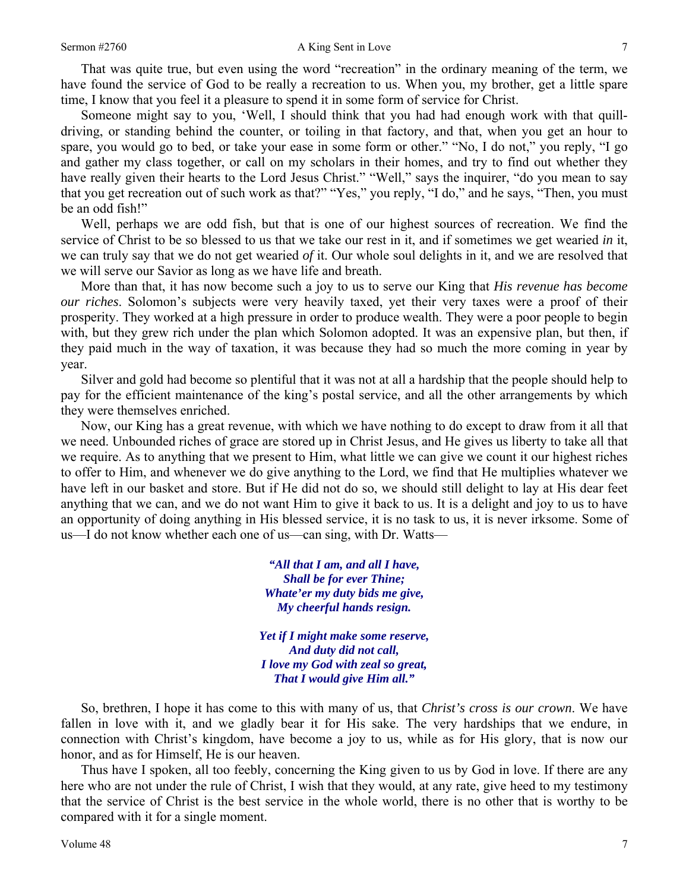That was quite true, but even using the word "recreation" in the ordinary meaning of the term, we have found the service of God to be really a recreation to us. When you, my brother, get a little spare time, I know that you feel it a pleasure to spend it in some form of service for Christ.

Someone might say to you, 'Well, I should think that you had had enough work with that quill-driving, or standing behind the counter, or toiling in that factory, and that, when you get an hour to spare, you would go to bed, or take your ease in some form or other." "No, I do not," you reply, "I go and gather my class together, or call on my scholars in their homes, and try to find out whether they have really given their hearts to the Lord Jesus Christ." "Well," says the inquirer, "do you mean to say that you get recreation out of such work as that?" "Yes," you reply, "I do," and he says, "Then, you must be an odd fish!"

Well, perhaps we are odd fish, but that is one of our highest sources of recreation. We find the service of Christ to be so blessed to us that we take our rest in it, and if sometimes we get wearied *in* it, we can truly say that we do not get wearied *of* it. Our whole soul delights in it, and we are resolved that we will serve our Savior as long as we have life and breath.

More than that, it has now become such a joy to us to serve our King that *His revenue has become our riches*. Solomon's subjects were very heavily taxed, yet their very taxes were a proof of their prosperity. They worked at a high pressure in order to produce wealth. They were a poor people to begin with, but they grew rich under the plan which Solomon adopted. It was an expensive plan, but then, if they paid much in the way of taxation, it was because they had so much the more coming in year by year.

Silver and gold had become so plentiful that it was not at all a hardship that the people should help to pay for the efficient maintenance of the king's postal service, and all the other arrangements by which they were themselves enriched.

Now, our King has a great revenue, with which we have nothing to do except to draw from it all that we need. Unbounded riches of grace are stored up in Christ Jesus, and He gives us liberty to take all that we require. As to anything that we present to Him, what little we can give we count it our highest riches to offer to Him, and whenever we do give anything to the Lord, we find that He multiplies whatever we have left in our basket and store. But if He did not do so, we should still delight to lay at His dear feet anything that we can, and we do not want Him to give it back to us. It is a delight and joy to us to have an opportunity of doing anything in His blessed service, it is no task to us, it is never irksome. Some of us—I do not know whether each one of us—can sing, with Dr. Watts—

> ***"All that I am, and all I have,***
> ***Shall be for ever Thine;***
> ***Whate'er my duty bids me give,***
> ***My cheerful hands resign.***
>
> ***Yet if I might make some reserve,***
> ***And duty did not call,***
> ***I love my God with zeal so great,***
> ***That I would give Him all."***

So, brethren, I hope it has come to this with many of us, that *Christ's cross is our crown*. We have fallen in love with it, and we gladly bear it for His sake. The very hardships that we endure, in connection with Christ's kingdom, have become a joy to us, while as for His glory, that is now our honor, and as for Himself, He is our heaven.

Thus have I spoken, all too feebly, concerning the King given to us by God in love. If there are any here who are not under the rule of Christ, I wish that they would, at any rate, give heed to my testimony that the service of Christ is the best service in the whole world, there is no other that is worthy to be compared with it for a single moment.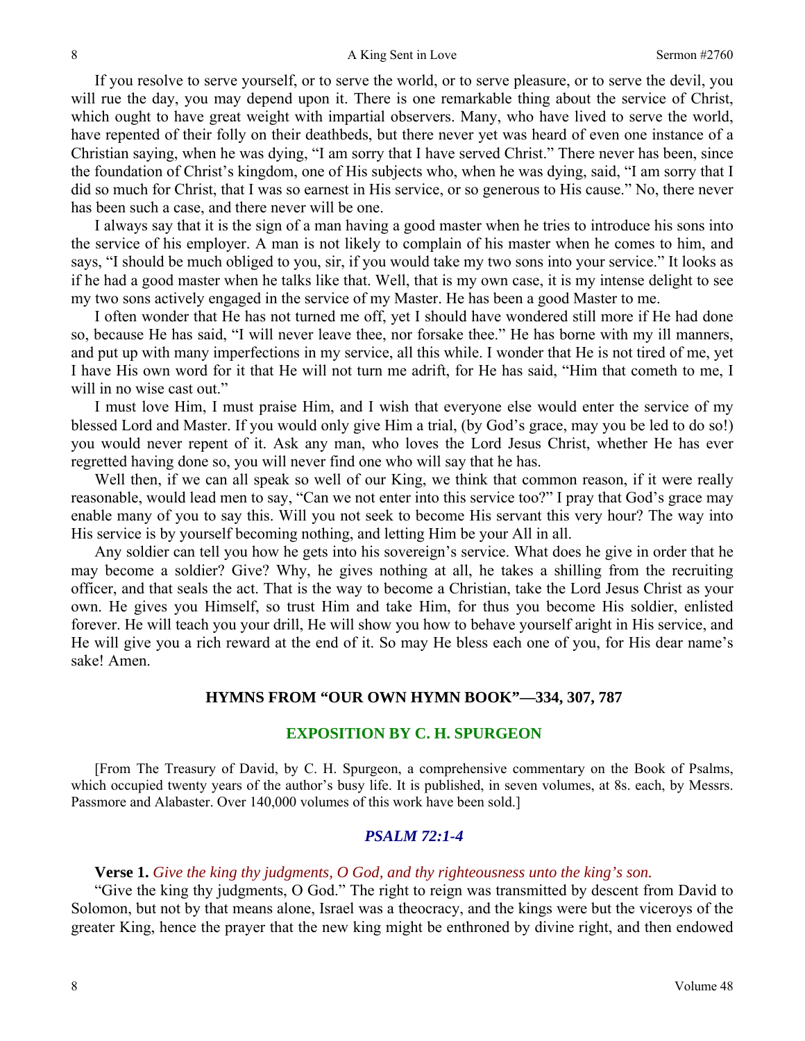If you resolve to serve yourself, or to serve the world, or to serve pleasure, or to serve the devil, you will rue the day, you may depend upon it. There is one remarkable thing about the service of Christ, which ought to have great weight with impartial observers. Many, who have lived to serve the world, have repented of their folly on their deathbeds, but there never yet was heard of even one instance of a Christian saying, when he was dying, "I am sorry that I have served Christ." There never has been, since the foundation of Christ's kingdom, one of His subjects who, when he was dying, said, "I am sorry that I did so much for Christ, that I was so earnest in His service, or so generous to His cause." No, there never has been such a case, and there never will be one.

I always say that it is the sign of a man having a good master when he tries to introduce his sons into the service of his employer. A man is not likely to complain of his master when he comes to him, and says, "I should be much obliged to you, sir, if you would take my two sons into your service." It looks as if he had a good master when he talks like that. Well, that is my own case, it is my intense delight to see my two sons actively engaged in the service of my Master. He has been a good Master to me.

I often wonder that He has not turned me off, yet I should have wondered still more if He had done so, because He has said, "I will never leave thee, nor forsake thee." He has borne with my ill manners, and put up with many imperfections in my service, all this while. I wonder that He is not tired of me, yet I have His own word for it that He will not turn me adrift, for He has said, "Him that cometh to me, I will in no wise cast out."

I must love Him, I must praise Him, and I wish that everyone else would enter the service of my blessed Lord and Master. If you would only give Him a trial, (by God's grace, may you be led to do so!) you would never repent of it. Ask any man, who loves the Lord Jesus Christ, whether He has ever regretted having done so, you will never find one who will say that he has.

Well then, if we can all speak so well of our King, we think that common reason, if it were really reasonable, would lead men to say, "Can we not enter into this service too?" I pray that God's grace may enable many of you to say this. Will you not seek to become His servant this very hour? The way into His service is by yourself becoming nothing, and letting Him be your All in all.

Any soldier can tell you how he gets into his sovereign's service. What does he give in order that he may become a soldier? Give? Why, he gives nothing at all, he takes a shilling from the recruiting officer, and that seals the act. That is the way to become a Christian, take the Lord Jesus Christ as your own. He gives you Himself, so trust Him and take Him, for thus you become His soldier, enlisted forever. He will teach you your drill, He will show you how to behave yourself aright in His service, and He will give you a rich reward at the end of it. So may He bless each one of you, for His dear name's sake! Amen.

### HYMNS FROM "OUR OWN HYMN BOOK"—334, 307, 787

## EXPOSITION BY C. H. SPURGEON

[From The Treasury of David, by C. H. Spurgeon, a comprehensive commentary on the Book of Psalms, which occupied twenty years of the author's busy life. It is published, in seven volumes, at 8s. each, by Messrs. Passmore and Alabaster. Over 140,000 volumes of this work have been sold.]

### *PSALM 72:1-4*

**Verse 1.** *Give the king thy judgments, O God, and thy righteousness unto the king's son.*

"Give the king thy judgments, O God." The right to reign was transmitted by descent from David to Solomon, but not by that means alone, Israel was a theocracy, and the kings were but the viceroys of the greater King, hence the prayer that the new king might be enthroned by divine right, and then endowed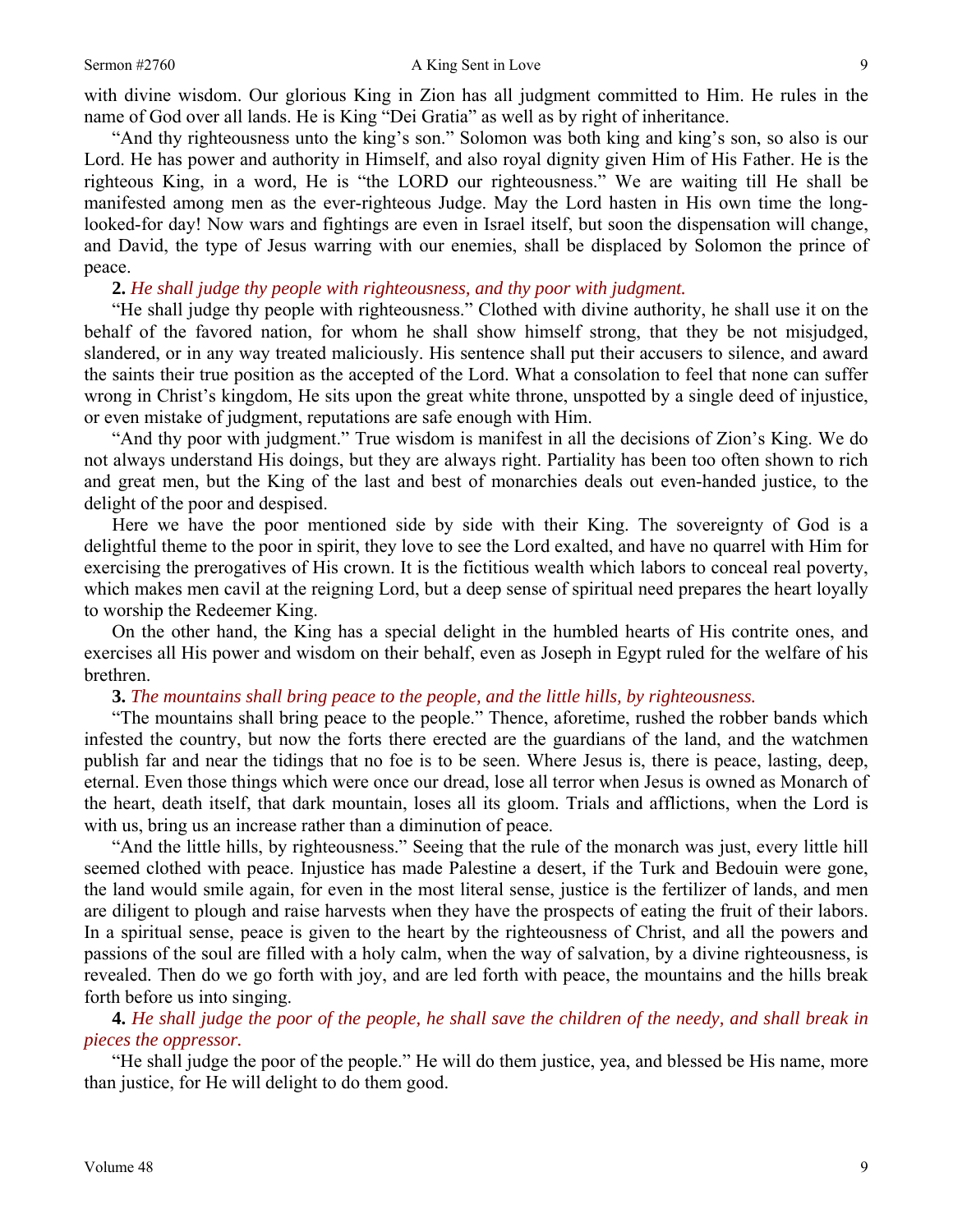with divine wisdom. Our glorious King in Zion has all judgment committed to Him. He rules in the name of God over all lands. He is King "Dei Gratia" as well as by right of inheritance.

"And thy righteousness unto the king's son." Solomon was both king and king's son, so also is our Lord. He has power and authority in Himself, and also royal dignity given Him of His Father. He is the righteous King, in a word, He is "the LORD our righteousness." We are waiting till He shall be manifested among men as the ever-righteous Judge. May the Lord hasten in His own time the long-looked-for day! Now wars and fightings are even in Israel itself, but soon the dispensation will change, and David, the type of Jesus warring with our enemies, shall be displaced by Solomon the prince of peace.

**2.** *He shall judge thy people with righteousness, and thy poor with judgment.*

"He shall judge thy people with righteousness." Clothed with divine authority, he shall use it on the behalf of the favored nation, for whom he shall show himself strong, that they be not misjudged, slandered, or in any way treated maliciously. His sentence shall put their accusers to silence, and award the saints their true position as the accepted of the Lord. What a consolation to feel that none can suffer wrong in Christ's kingdom, He sits upon the great white throne, unspotted by a single deed of injustice, or even mistake of judgment, reputations are safe enough with Him.

"And thy poor with judgment." True wisdom is manifest in all the decisions of Zion's King. We do not always understand His doings, but they are always right. Partiality has been too often shown to rich and great men, but the King of the last and best of monarchies deals out even-handed justice, to the delight of the poor and despised.

Here we have the poor mentioned side by side with their King. The sovereignty of God is a delightful theme to the poor in spirit, they love to see the Lord exalted, and have no quarrel with Him for exercising the prerogatives of His crown. It is the fictitious wealth which labors to conceal real poverty, which makes men cavil at the reigning Lord, but a deep sense of spiritual need prepares the heart loyally to worship the Redeemer King.

On the other hand, the King has a special delight in the humbled hearts of His contrite ones, and exercises all His power and wisdom on their behalf, even as Joseph in Egypt ruled for the welfare of his brethren.

**3.** *The mountains shall bring peace to the people, and the little hills, by righteousness.*

"The mountains shall bring peace to the people." Thence, aforetime, rushed the robber bands which infested the country, but now the forts there erected are the guardians of the land, and the watchmen publish far and near the tidings that no foe is to be seen. Where Jesus is, there is peace, lasting, deep, eternal. Even those things which were once our dread, lose all terror when Jesus is owned as Monarch of the heart, death itself, that dark mountain, loses all its gloom. Trials and afflictions, when the Lord is with us, bring us an increase rather than a diminution of peace.

"And the little hills, by righteousness." Seeing that the rule of the monarch was just, every little hill seemed clothed with peace. Injustice has made Palestine a desert, if the Turk and Bedouin were gone, the land would smile again, for even in the most literal sense, justice is the fertilizer of lands, and men are diligent to plough and raise harvests when they have the prospects of eating the fruit of their labors. In a spiritual sense, peace is given to the heart by the righteousness of Christ, and all the powers and passions of the soul are filled with a holy calm, when the way of salvation, by a divine righteousness, is revealed. Then do we go forth with joy, and are led forth with peace, the mountains and the hills break forth before us into singing.

**4.** *He shall judge the poor of the people, he shall save the children of the needy, and shall break in pieces the oppressor.*

"He shall judge the poor of the people." He will do them justice, yea, and blessed be His name, more than justice, for He will delight to do them good.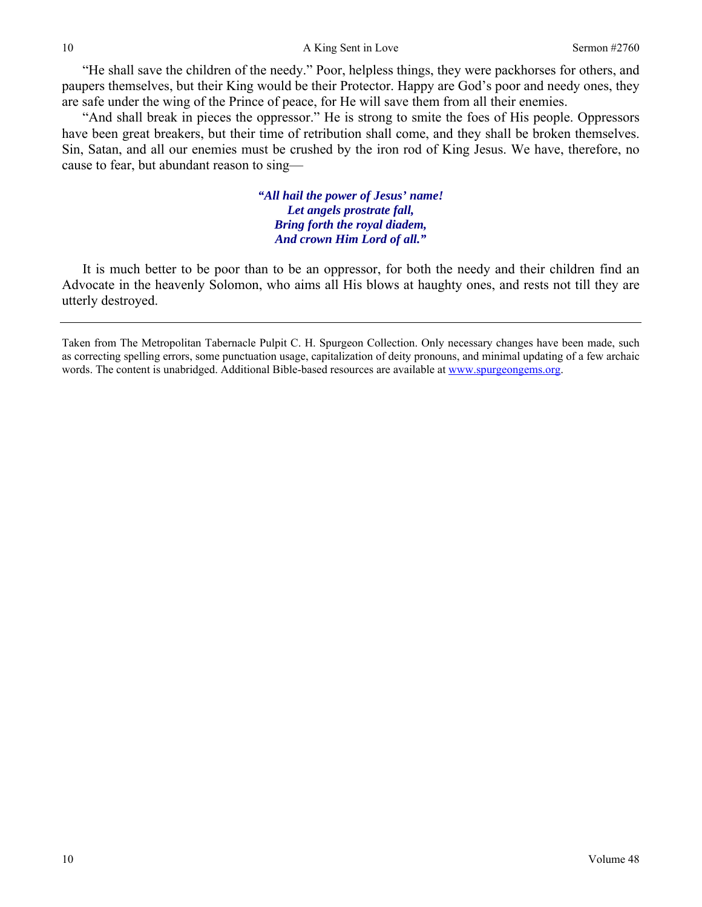"He shall save the children of the needy." Poor, helpless things, they were packhorses for others, and paupers themselves, but their King would be their Protector. Happy are God's poor and needy ones, they are safe under the wing of the Prince of peace, for He will save them from all their enemies.

"And shall break in pieces the oppressor." He is strong to smite the foes of His people. Oppressors have been great breakers, but their time of retribution shall come, and they shall be broken themselves. Sin, Satan, and all our enemies must be crushed by the iron rod of King Jesus. We have, therefore, no cause to fear, but abundant reason to sing—

> ***"All hail the power of Jesus' name!***
> ***Let angels prostrate fall,***
> ***Bring forth the royal diadem,***
> ***And crown Him Lord of all."***

It is much better to be poor than to be an oppressor, for both the needy and their children find an Advocate in the heavenly Solomon, who aims all His blows at haughty ones, and rests not till they are utterly destroyed.

---

Taken from The Metropolitan Tabernacle Pulpit C. H. Spurgeon Collection. Only necessary changes have been made, such as correcting spelling errors, some punctuation usage, capitalization of deity pronouns, and minimal updating of a few archaic words. The content is unabridged. Additional Bible-based resources are available at www.spurgeongems.org.